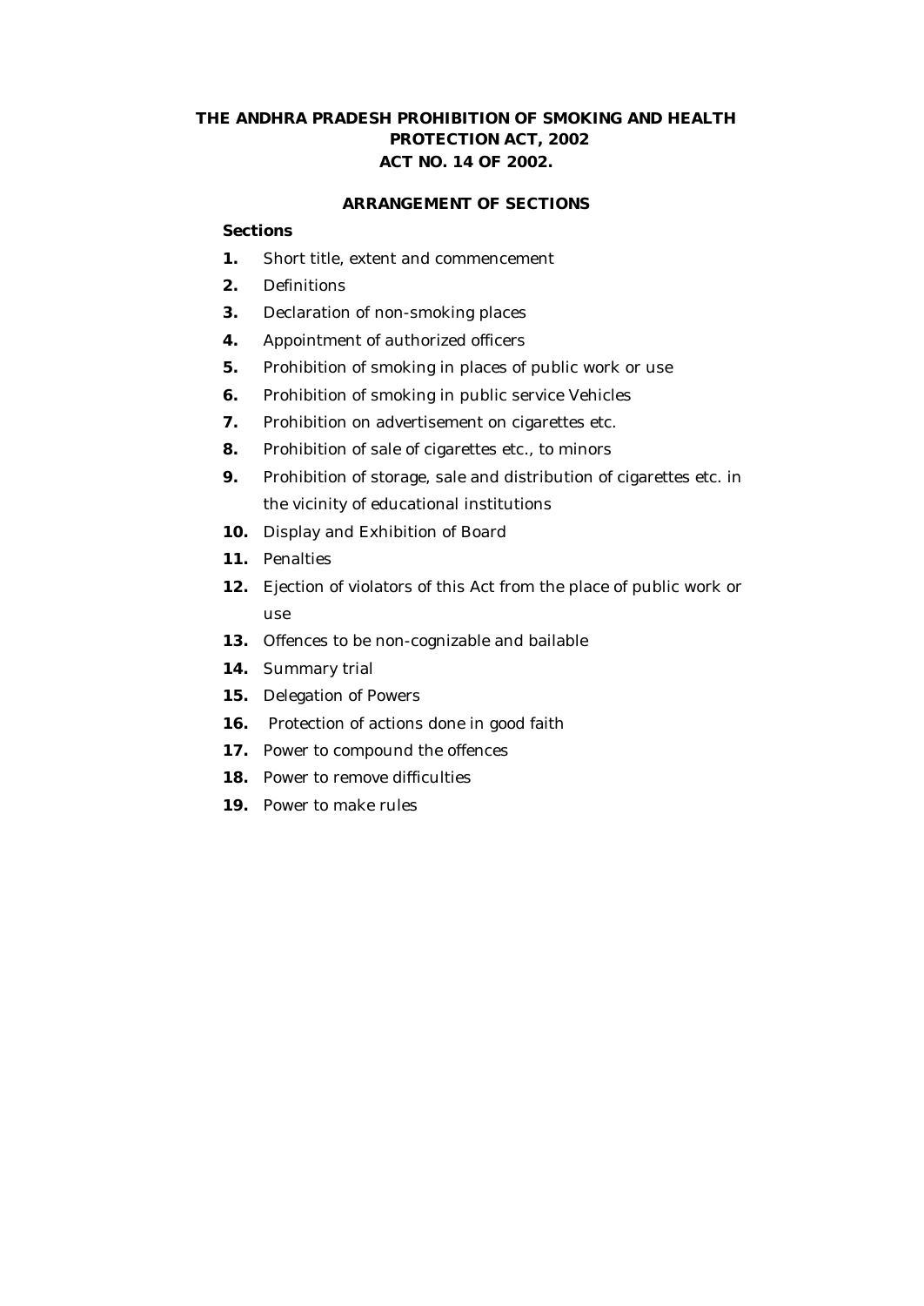# THE ANDHRA PRADESH PROHIBITION OF SMOKING AND HEALTH PROTECTION ACT, 2002

## ACT NO. 14 OF 2002.

### ARRANGEMENT OF SECTIONS

**Sections**

**1.** Short title, extent and commencement

**2.** Definitions

**3.** Declaration of non-smoking places

**4.** Appointment of authorized officers

**5.** Prohibition of smoking in places of public work or use

**6.** Prohibition of smoking in public service Vehicles

**7.** Prohibition on advertisement on cigarettes etc.

**8.** Prohibition of sale of cigarettes etc., to minors

**9.** Prohibition of storage, sale and distribution of cigarettes etc. in the vicinity of educational institutions

**10.** Display and Exhibition of Board

**11.** Penalties

**12.** Ejection of violators of this Act from the place of public work or use

**13.** Offences to be non-cognizable and bailable

**14.** Summary trial

**15.** Delegation of Powers

**16.** Protection of actions done in good faith

**17.** Power to compound the offences

**18.** Power to remove difficulties

**19.** Power to make rules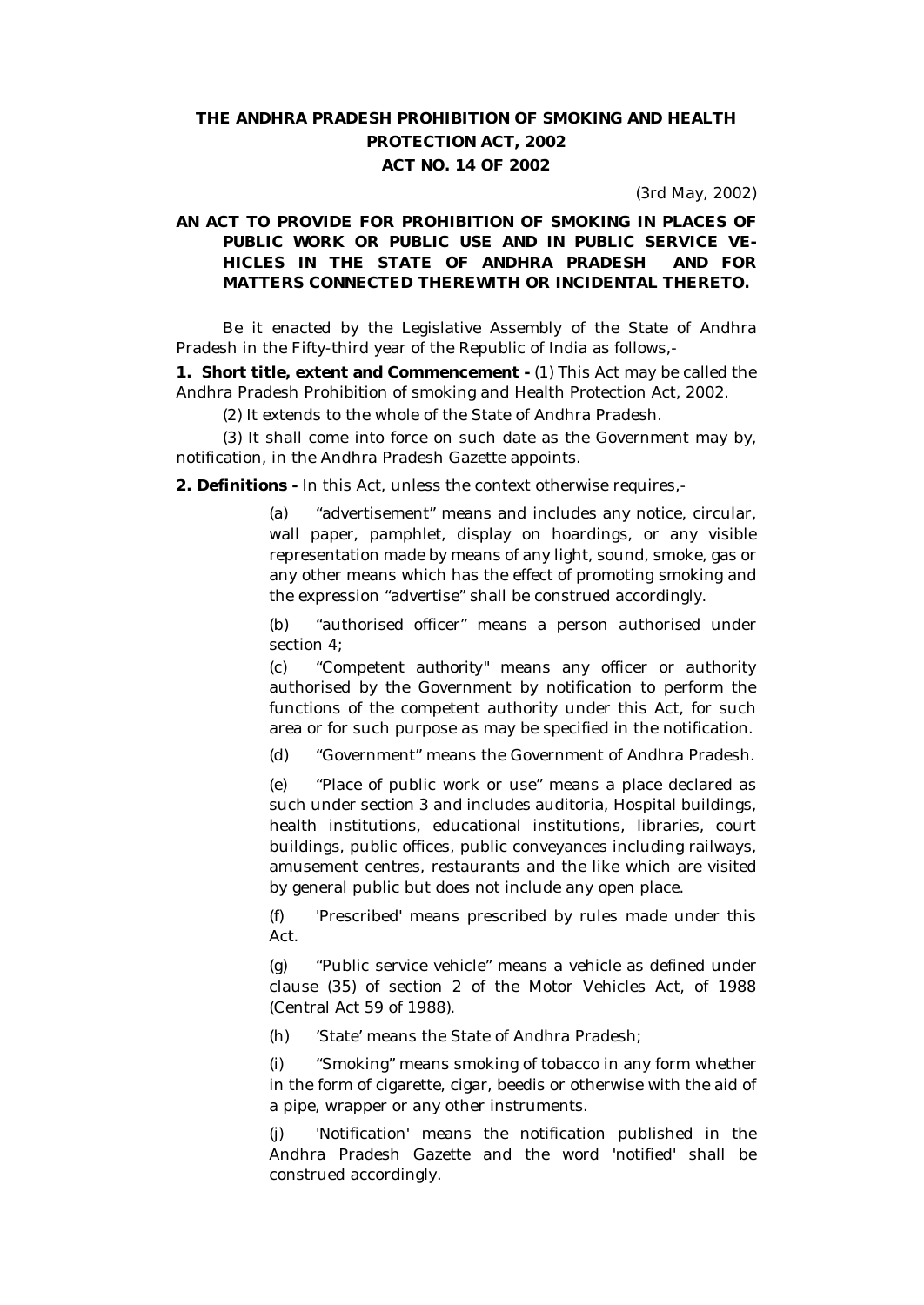# THE ANDHRA PRADESH PROHIBITION OF SMOKING AND HEALTH PROTECTION ACT, 2002

## ACT NO. 14 OF 2002

(3rd May, 2002)

**AN ACT TO PROVIDE FOR PROHIBITION OF SMOKING IN PLACES OF PUBLIC WORK OR PUBLIC USE AND IN PUBLIC SERVICE VEHICLES IN THE STATE OF ANDHRA PRADESH AND FOR MATTERS CONNECTED THEREWITH OR INCIDENTAL THERETO.**

Be it enacted by the Legislative Assembly of the State of Andhra Pradesh in the Fifty-third year of the Republic of India as follows,-

**1. Short title, extent and Commencement -** (1) This Act may be called the Andhra Pradesh Prohibition of smoking and Health Protection Act, 2002.

(2) It extends to the whole of the State of Andhra Pradesh.

(3) It shall come into force on such date as the Government may by, notification, in the Andhra Pradesh Gazette appoints.

**2. Definitions -** In this Act, unless the context otherwise requires,-

(a) "advertisement" means and includes any notice, circular, wall paper, pamphlet, display on hoardings, or any visible representation made by means of any light, sound, smoke, gas or any other means which has the effect of promoting smoking and the expression "advertise" shall be construed accordingly.

(b) "authorised officer" means a person authorised under section 4;

(c) "Competent authority" means any officer or authority authorised by the Government by notification to perform the functions of the competent authority under this Act, for such area or for such purpose as may be specified in the notification.

(d) "Government" means the Government of Andhra Pradesh.

(e) "Place of public work or use" means a place declared as such under section 3 and includes auditoria, Hospital buildings, health institutions, educational institutions, libraries, court buildings, public offices, public conveyances including railways, amusement centres, restaurants and the like which are visited by general public but does not include any open place.

(f) 'Prescribed' means prescribed by rules made under this Act.

(g) "Public service vehicle" means a vehicle as defined under clause (35) of section 2 of the Motor Vehicles Act, of 1988 (Central Act 59 of 1988).

(h) 'State' means the State of Andhra Pradesh;

(i) "Smoking" means smoking of tobacco in any form whether in the form of cigarette, cigar, beedis or otherwise with the aid of a pipe, wrapper or any other instruments.

(j) 'Notification' means the notification published in the Andhra Pradesh Gazette and the word 'notified' shall be construed accordingly.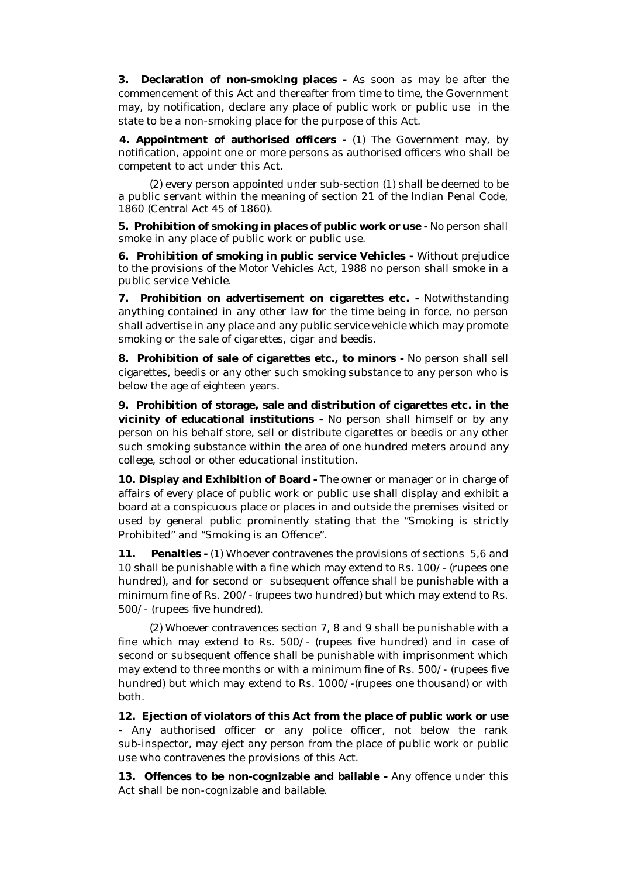**3. Declaration of non-smoking places -** As soon as may be after the commencement of this Act and thereafter from time to time, the Government may, by notification, declare any place of public work or public use in the state to be a non-smoking place for the purpose of this Act.

**4. Appointment of authorised officers -** (1) The Government may, by notification, appoint one or more persons as authorised officers who shall be competent to act under this Act.

(2) every person appointed under sub-section (1) shall be deemed to be a public servant within the meaning of section 21 of the Indian Penal Code, 1860 (Central Act 45 of 1860).

**5. Prohibition of smoking in places of public work or use -** No person shall smoke in any place of public work or public use.

**6. Prohibition of smoking in public service Vehicles -** Without prejudice to the provisions of the Motor Vehicles Act, 1988 no person shall smoke in a public service Vehicle.

**7. Prohibition on advertisement on cigarettes etc. -** Notwithstanding anything contained in any other law for the time being in force, no person shall advertise in any place and any public service vehicle which may promote smoking or the sale of cigarettes, cigar and beedis.

**8. Prohibition of sale of cigarettes etc., to minors -** No person shall sell cigarettes, beedis or any other such smoking substance to any person who is below the age of eighteen years.

**9. Prohibition of storage, sale and distribution of cigarettes etc. in the vicinity of educational institutions -** No person shall himself or by any person on his behalf store, sell or distribute cigarettes or beedis or any other such smoking substance within the area of one hundred meters around any college, school or other educational institution.

**10. Display and Exhibition of Board -** The owner or manager or in charge of affairs of every place of public work or public use shall display and exhibit a board at a conspicuous place or places in and outside the premises visited or used by general public prominently stating that the "Smoking is strictly Prohibited" and "Smoking is an Offence".

**11. Penalties -** (1) Whoever contravenes the provisions of sections 5,6 and 10 shall be punishable with a fine which may extend to Rs. 100/- (rupees one hundred), and for second or subsequent offence shall be punishable with a minimum fine of Rs. 200/- (rupees two hundred) but which may extend to Rs. 500/- (rupees five hundred).

(2) Whoever contravences section 7, 8 and 9 shall be punishable with a fine which may extend to Rs. 500/- (rupees five hundred) and in case of second or subsequent offence shall be punishable with imprisonment which may extend to three months or with a minimum fine of Rs. 500/- (rupees five hundred) but which may extend to Rs. 1000/-(rupees one thousand) or with both.

**12. Ejection of violators of this Act from the place of public work or use -** Any authorised officer or any police officer, not below the rank sub-inspector, may eject any person from the place of public work or public use who contravenes the provisions of this Act.

**13. Offences to be non-cognizable and bailable -** Any offence under this Act shall be non-cognizable and bailable.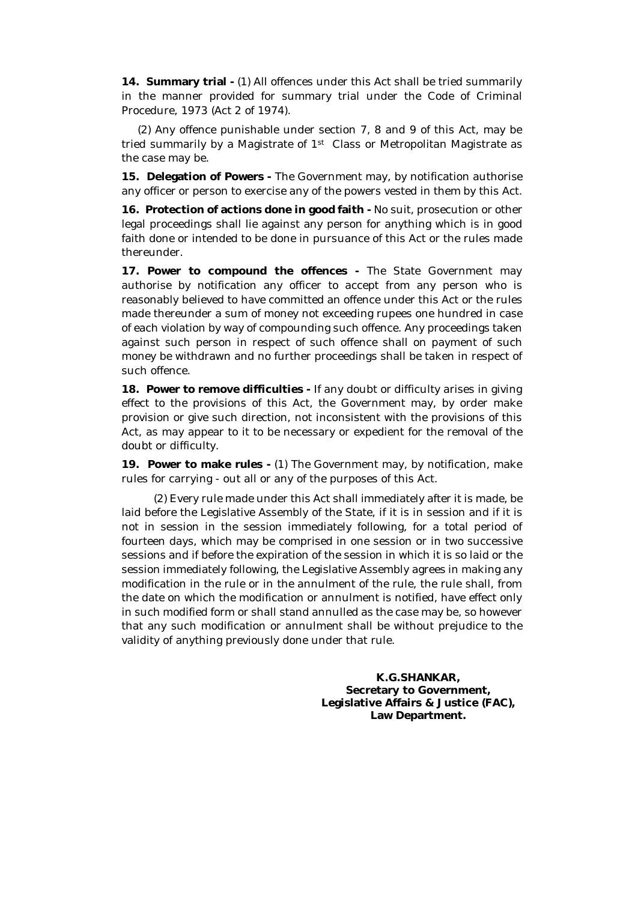**14. Summary trial -** (1) All offences under this Act shall be tried summarily in the manner provided for summary trial under the Code of Criminal Procedure, 1973 (Act 2 of 1974).

(2) Any offence punishable under section 7, 8 and 9 of this Act, may be tried summarily by a Magistrate of 1st Class or Metropolitan Magistrate as the case may be.

**15. Delegation of Powers -** The Government may, by notification authorise any officer or person to exercise any of the powers vested in them by this Act.

**16. Protection of actions done in good faith -** No suit, prosecution or other legal proceedings shall lie against any person for anything which is in good faith done or intended to be done in pursuance of this Act or the rules made thereunder.

**17. Power to compound the offences -** The State Government may authorise by notification any officer to accept from any person who is reasonably believed to have committed an offence under this Act or the rules made thereunder a sum of money not exceeding rupees one hundred in case of each violation by way of compounding such offence. Any proceedings taken against such person in respect of such offence shall on payment of such money be withdrawn and no further proceedings shall be taken in respect of such offence.

**18. Power to remove difficulties -** If any doubt or difficulty arises in giving effect to the provisions of this Act, the Government may, by order make provision or give such direction, not inconsistent with the provisions of this Act, as may appear to it to be necessary or expedient for the removal of the doubt or difficulty.

**19. Power to make rules -** (1) The Government may, by notification, make rules for carrying - out all or any of the purposes of this Act.

(2) Every rule made under this Act shall immediately after it is made, be laid before the Legislative Assembly of the State, if it is in session and if it is not in session in the session immediately following, for a total period of fourteen days, which may be comprised in one session or in two successive sessions and if before the expiration of the session in which it is so laid or the session immediately following, the Legislative Assembly agrees in making any modification in the rule or in the annulment of the rule, the rule shall, from the date on which the modification or annulment is notified, have effect only in such modified form or shall stand annulled as the case may be, so however that any such modification or annulment shall be without prejudice to the validity of anything previously done under that rule.

**K.G.SHANKAR,**
**Secretary to Government,**
**Legislative Affairs & Justice (FAC),**
**Law Department.**